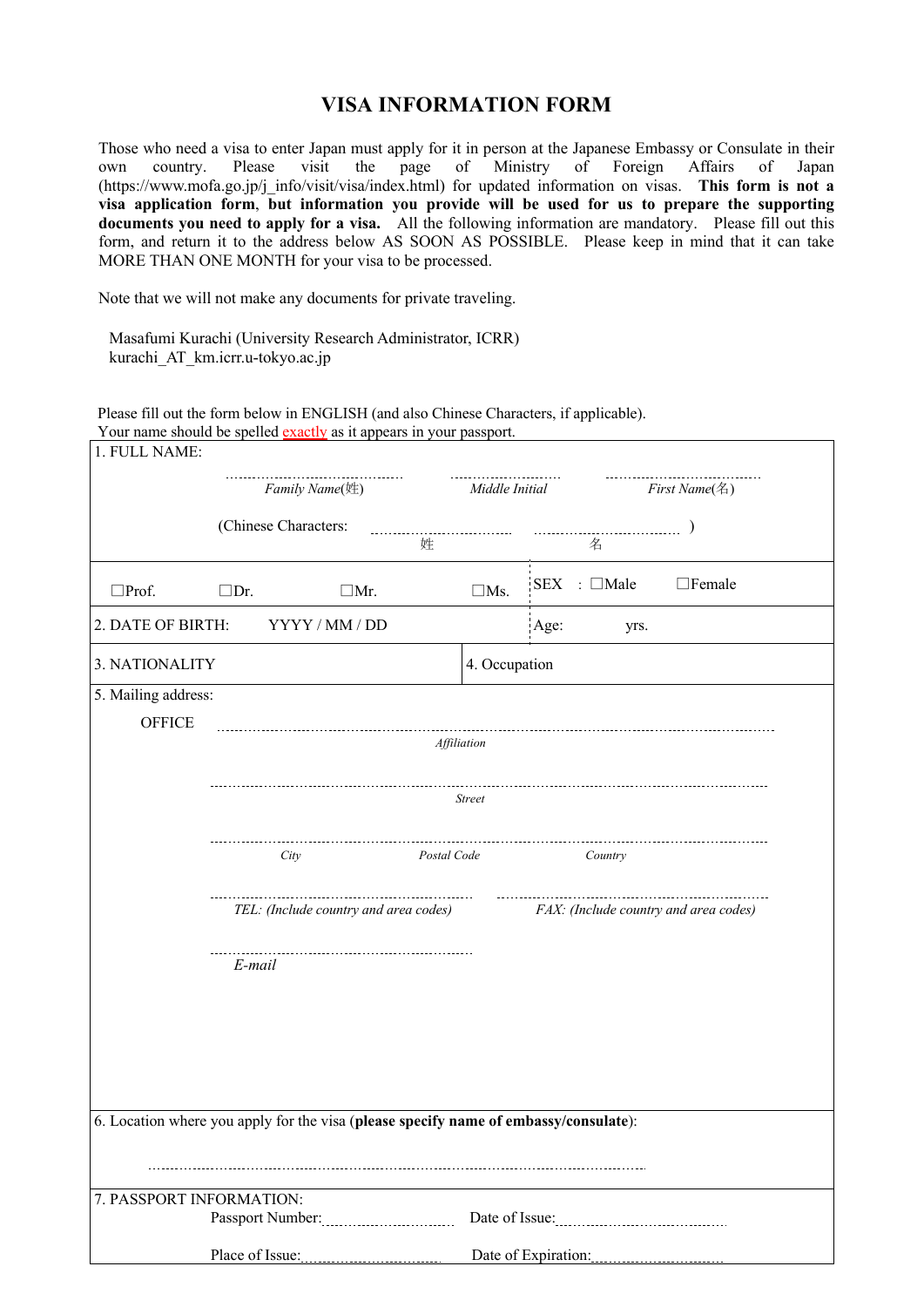# VISA INFORMATION FORM

Those who need a visa to enter Japan must apply for it in person at the Japanese Embassy or Consulate in their own country. Please visit the page of Ministry of Foreign Affairs of Japan (https://www.mofa.go.jp/j_info/visit/visa/index.html) for updated information on visas. **This form is not a visa application form, but information you provide will be used for us to prepare the supporting documents you need to apply for a visa.** All the following information are mandatory. Please fill out this form, and return it to the address below AS SOON AS POSSIBLE. Please keep in mind that it can take MORE THAN ONE MONTH for your visa to be processed.

Note that we will not make any documents for private traveling.

Masafumi Kurachi (University Research Administrator, ICRR)
kurachi_AT_km.icrr.u-tokyo.ac.jp

Please fill out the form below in ENGLISH (and also Chinese Characters, if applicable).
Your name should be spelled exactly as it appears in your passport.

1. FULL NAME:

................................ *Family Name*(姓) ................................ *Middle Initial* ................................ *First Name*(名)

(Chinese Characters: ................................ 姓 ................................ 名 )

☐Prof. ☐Dr. ☐Mr. ☐Ms. | SEX : ☐Male ☐Female

2. DATE OF BIRTH: YYYY / MM / DD | Age: yrs.

3. NATIONALITY | 4. Occupation

5. Mailing address:

OFFICE

................................................................ *Affiliation*

................................................................ *Street*

................................................................ *City* *Postal Code* *Country*

................................ *TEL: (Include country and area codes)* ................................ *FAX: (Include country and area codes)*

................................ *E-mail*

6. Location where you apply for the visa (**please specify name of embassy/consulate**):

................................................................

7. PASSPORT INFORMATION:

Passport Number:................................ Date of Issue:................................

Place of Issue:................................ Date of Expiration:................................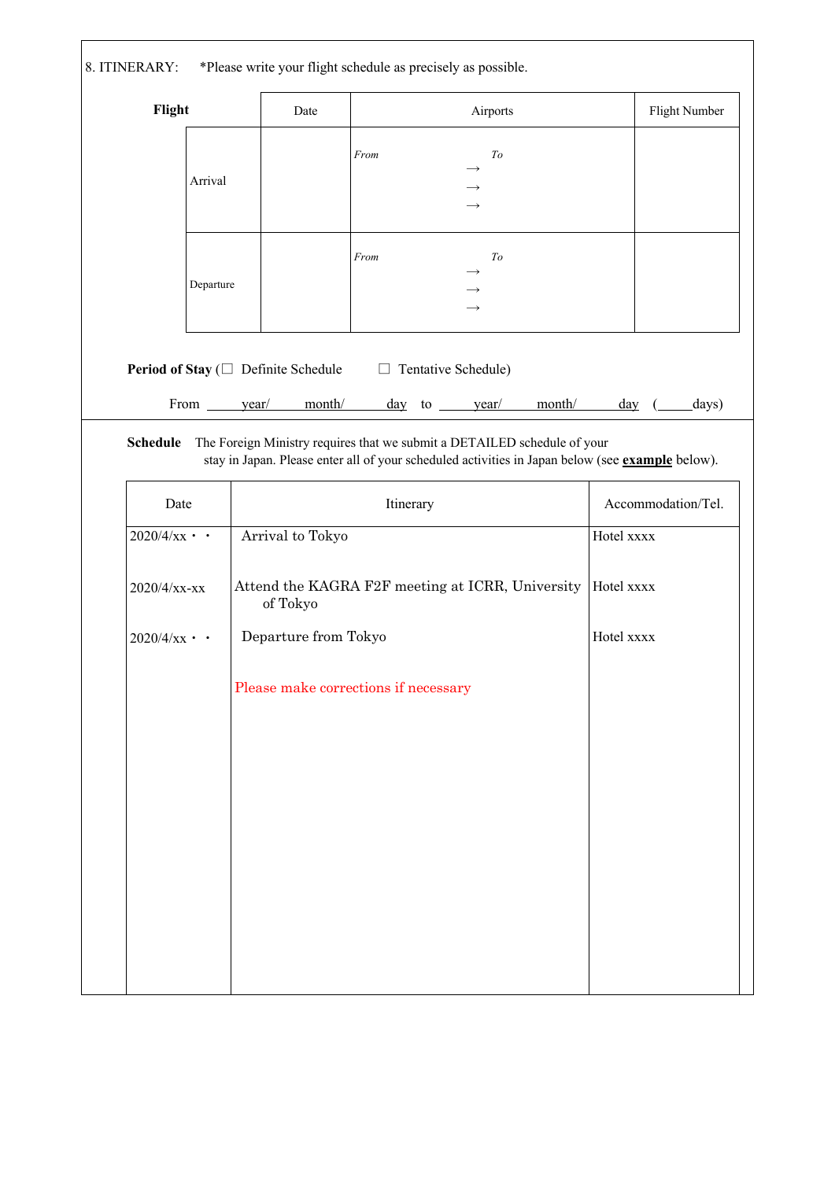8. ITINERARY: *Please write your flight schedule as precisely as possible.

| Flight | Date | Airports | Flight Number |
|---|---|---|---|
| Arrival | | *From* → → → *To* | |
| Departure | | *From* → → → *To* | |

**Period of Stay** (☐ Definite Schedule ☐ Tentative Schedule)

From \_\_\_\_\_year/\_\_\_\_\_month/\_\_\_\_\_day to \_\_\_\_\_year/\_\_\_\_\_month/\_\_\_\_\_day (\_\_\_\_\_days)

**Schedule** The Foreign Ministry requires that we submit a DETAILED schedule of your stay in Japan. Please enter all of your scheduled activities in Japan below (see **example** below).

| Date | Itinerary | Accommodation/Tel. |
|---|---|---|
| 2020/4/xx・・ | Arrival to Tokyo | Hotel xxxx |
| 2020/4/xx-xx | Attend the KAGRA F2F meeting at ICRR, University of Tokyo | Hotel xxxx |
| 2020/4/xx・・ | Departure from Tokyo | Hotel xxxx |
| | Please make corrections if necessary | |